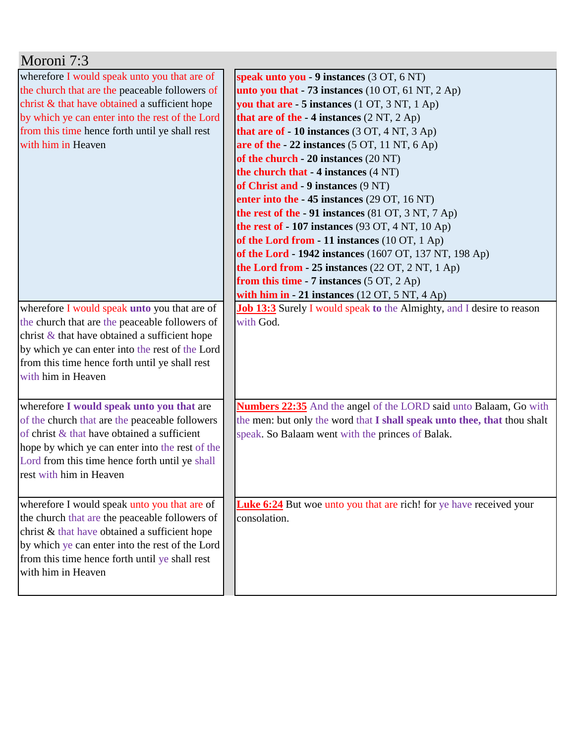# Moroni 7:3

| | |
|---|---|
| wherefore I would speak unto you that are of the church that are the peaceable followers of christ & that have obtained a sufficient hope by which ye can enter into the rest of the Lord from this time hence forth until ye shall rest with him in Heaven | **speak unto you - 9 instances** (3 OT, 6 NT)<br>**unto you that - 73 instances** (10 OT, 61 NT, 2 Ap)<br>**you that are - 5 instances** (1 OT, 3 NT, 1 Ap)<br>**that are of the - 4 instances** (2 NT, 2 Ap)<br>**that are of - 10 instances** (3 OT, 4 NT, 3 Ap)<br>**are of the - 22 instances** (5 OT, 11 NT, 6 Ap)<br>**of the church - 20 instances** (20 NT)<br>**the church that - 4 instances** (4 NT)<br>**of Christ and - 9 instances** (9 NT)<br>**enter into the - 45 instances** (29 OT, 16 NT)<br>**the rest of the - 91 instances** (81 OT, 3 NT, 7 Ap)<br>**the rest of - 107 instances** (93 OT, 4 NT, 10 Ap)<br>**of the Lord from - 11 instances** (10 OT, 1 Ap)<br>**of the Lord - 1942 instances** (1607 OT, 137 NT, 198 Ap)<br>**the Lord from - 25 instances** (22 OT, 2 NT, 1 Ap)<br>**from this time - 7 instances** (5 OT, 2 Ap)<br>**with him in - 21 instances** (12 OT, 5 NT, 4 Ap) |
| wherefore I would speak **unto** you that are of the church that are the peaceable followers of christ & that have obtained a sufficient hope by which ye can enter into the rest of the Lord from this time hence forth until ye shall rest with him in Heaven | **Job 13:3** Surely I would speak **to** the Almighty, and I desire to reason with God. |
| wherefore **I would speak unto you that** are of the church that are the peaceable followers of christ & that have obtained a sufficient hope by which ye can enter into the rest of the Lord from this time hence forth until ye shall rest with him in Heaven | **Numbers 22:35** And the angel of the LORD said unto Balaam, Go with the men: but only the word that **I shall speak unto thee, that** thou shalt speak. So Balaam went with the princes of Balak. |
| wherefore I would speak unto you that are of the church that are the peaceable followers of christ & that have obtained a sufficient hope by which ye can enter into the rest of the Lord from this time hence forth until ye shall rest with him in Heaven | **Luke 6:24** But woe unto you that are rich! for ye have received your consolation. |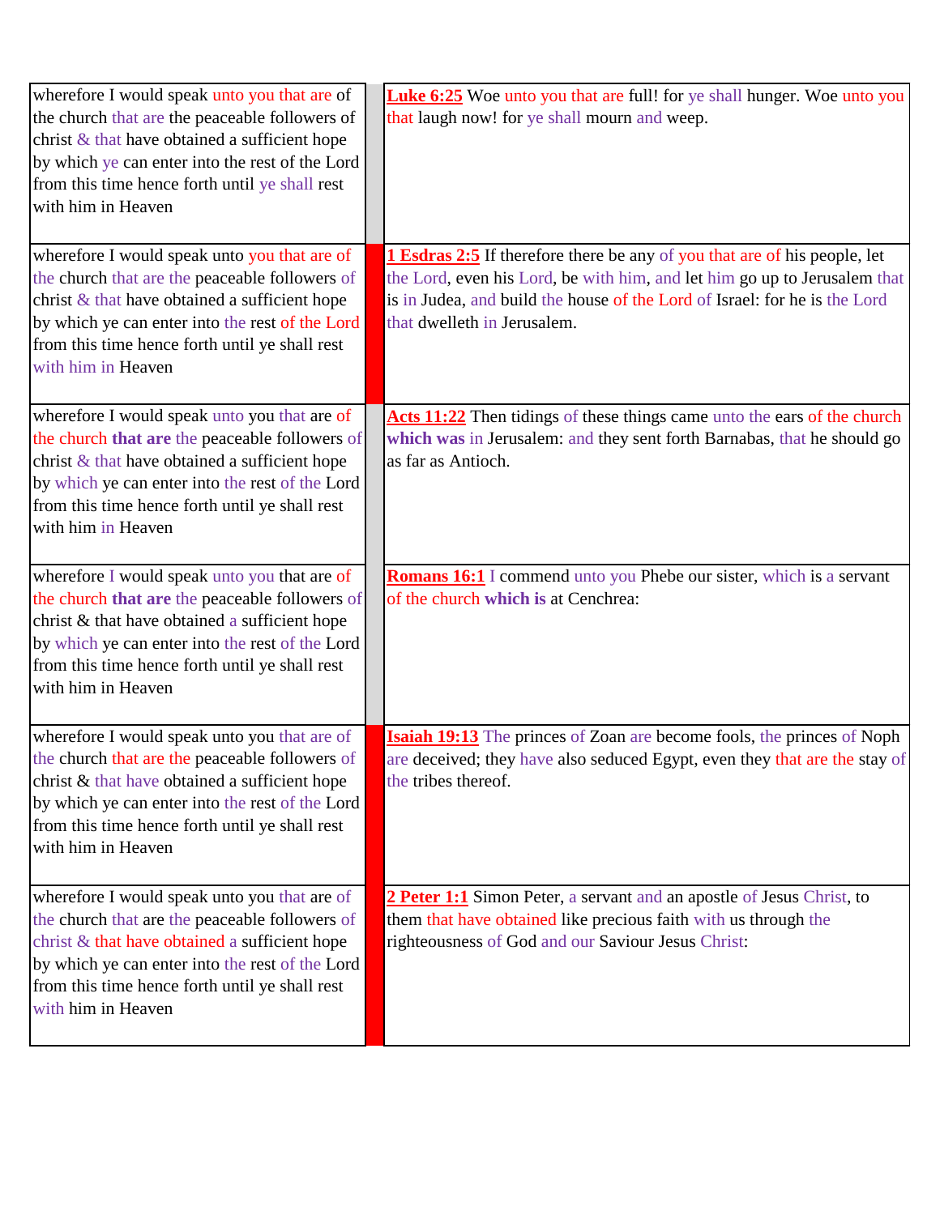| | | |
|---|---|---|
| wherefore I would speak unto you that are of the church that are the peaceable followers of christ & that have obtained a sufficient hope by which ye can enter into the rest of the Lord from this time hence forth until ye shall rest with him in Heaven | | **Luke 6:25** Woe unto you that are full! for ye shall hunger. Woe unto you that laugh now! for ye shall mourn and weep. |
| wherefore I would speak unto you that are of the church that are the peaceable followers of christ & that have obtained a sufficient hope by which ye can enter into the rest of the Lord from this time hence forth until ye shall rest with him in Heaven | | **1 Esdras 2:5** If therefore there be any of you that are of his people, let the Lord, even his Lord, be with him, and let him go up to Jerusalem that is in Judea, and build the house of the Lord of Israel: for he is the Lord that dwelleth in Jerusalem. |
| wherefore I would speak unto you that are of the church **that are** the peaceable followers of christ & that have obtained a sufficient hope by which ye can enter into the rest of the Lord from this time hence forth until ye shall rest with him in Heaven | | **Acts 11:22** Then tidings of these things came unto the ears of the church **which was** in Jerusalem: and they sent forth Barnabas, that he should go as far as Antioch. |
| wherefore I would speak unto you that are of the church **that are** the peaceable followers of christ & that have obtained a sufficient hope by which ye can enter into the rest of the Lord from this time hence forth until ye shall rest with him in Heaven | | **Romans 16:1** I commend unto you Phebe our sister, which is a servant of the church **which is** at Cenchrea: |
| wherefore I would speak unto you that are of the church that are the peaceable followers of christ & that have obtained a sufficient hope by which ye can enter into the rest of the Lord from this time hence forth until ye shall rest with him in Heaven | | **Isaiah 19:13** The princes of Zoan are become fools, the princes of Noph are deceived; they have also seduced Egypt, even they that are the stay of the tribes thereof. |
| wherefore I would speak unto you that are of the church that are the peaceable followers of christ & that have obtained a sufficient hope by which ye can enter into the rest of the Lord from this time hence forth until ye shall rest with him in Heaven | | **2 Peter 1:1** Simon Peter, a servant and an apostle of Jesus Christ, to them that have obtained like precious faith with us through the righteousness of God and our Saviour Jesus Christ: |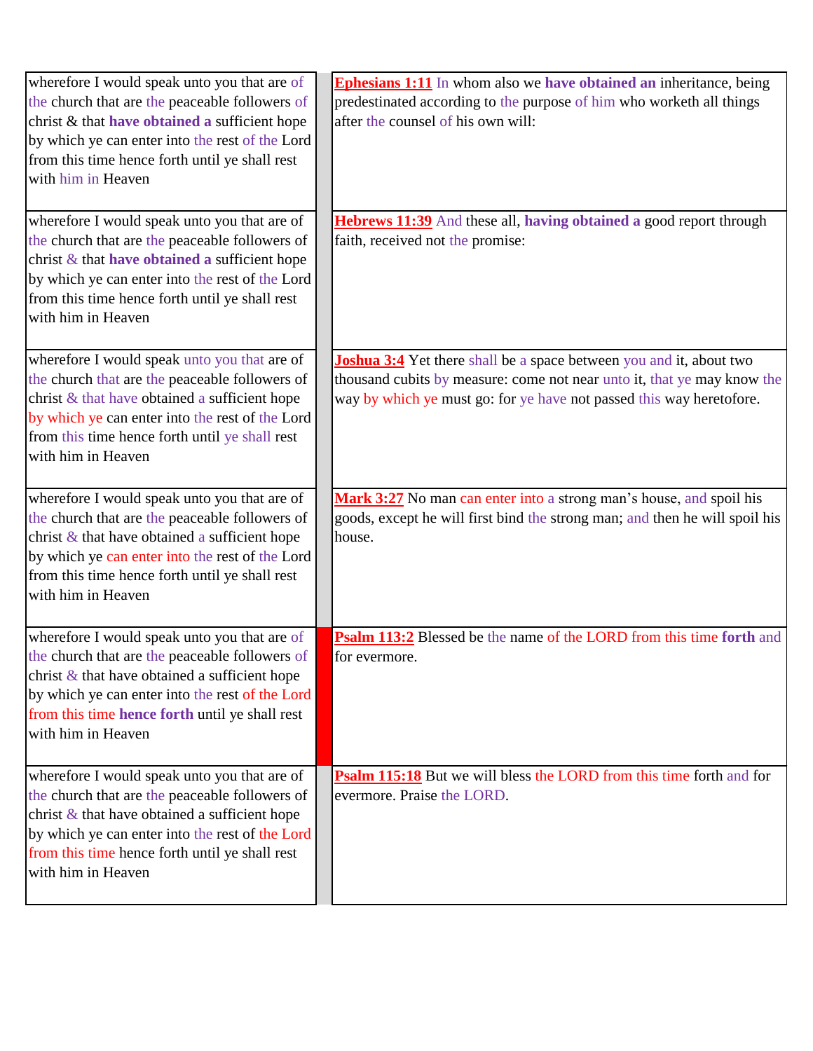| | | |
|---|---|---|
| wherefore I would speak unto you that are of the church that are the peaceable followers of christ & that **have obtained a** sufficient hope by which ye can enter into the rest of the Lord from this time hence forth until ye shall rest with him in Heaven | | **Ephesians 1:11** In whom also we **have obtained an** inheritance, being predestinated according to the purpose of him who worketh all things after the counsel of his own will: |
| wherefore I would speak unto you that are of the church that are the peaceable followers of christ & that **have obtained a** sufficient hope by which ye can enter into the rest of the Lord from this time hence forth until ye shall rest with him in Heaven | | **Hebrews 11:39** And these all, **having obtained a** good report through faith, received not the promise: |
| wherefore I would speak unto you that are of the church that are the peaceable followers of christ & that have obtained a sufficient hope by which ye can enter into the rest of the Lord from this time hence forth until ye shall rest with him in Heaven | | **Joshua 3:4** Yet there shall be a space between you and it, about two thousand cubits by measure: come not near unto it, that ye may know the way by which ye must go: for ye have not passed this way heretofore. |
| wherefore I would speak unto you that are of the church that are the peaceable followers of christ & that have obtained a sufficient hope by which ye can enter into the rest of the Lord from this time hence forth until ye shall rest with him in Heaven | | **Mark 3:27** No man can enter into a strong man's house, and spoil his goods, except he will first bind the strong man; and then he will spoil his house. |
| wherefore I would speak unto you that are of the church that are the peaceable followers of christ & that have obtained a sufficient hope by which ye can enter into the rest of the Lord from this time **hence forth** until ye shall rest with him in Heaven | | **Psalm 113:2** Blessed be the name of the LORD from this time **forth** and for evermore. |
| wherefore I would speak unto you that are of the church that are the peaceable followers of christ & that have obtained a sufficient hope by which ye can enter into the rest of the Lord from this time hence forth until ye shall rest with him in Heaven | | **Psalm 115:18** But we will bless the LORD from this time forth and for evermore. Praise the LORD. |